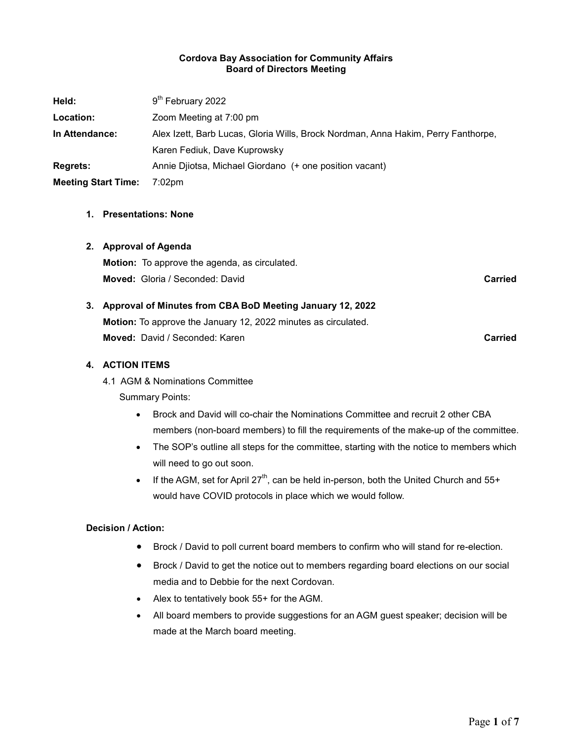**Cordova Bay Association for Community Affairs**
**Board of Directors Meeting**

**Held:** 9th February 2022

**Location:** Zoom Meeting at 7:00 pm

**In Attendance:** Alex Izett, Barb Lucas, Gloria Wills, Brock Nordman, Anna Hakim, Perry Fanthorpe, Karen Fediuk, Dave Kuprowsky

**Regrets:** Annie Djiotsa, Michael Giordano (+ one position vacant)

**Meeting Start Time:** 7:02pm

1. **Presentations: None**

2. **Approval of Agenda**

   **Motion:** To approve the agenda, as circulated.

   **Moved:** Gloria / Seconded: David **Carried**

3. **Approval of Minutes from CBA BoD Meeting January 12, 2022**

   **Motion:** To approve the January 12, 2022 minutes as circulated.

   **Moved:** David / Seconded: Karen **Carried**

4. **ACTION ITEMS**

   4.1 AGM & Nominations Committee

   Summary Points:

   - Brock and David will co-chair the Nominations Committee and recruit 2 other CBA members (non-board members) to fill the requirements of the make-up of the committee.
   - The SOP's outline all steps for the committee, starting with the notice to members which will need to go out soon.
   - If the AGM, set for April 27th, can be held in-person, both the United Church and 55+ would have COVID protocols in place which we would follow.

**Decision / Action:**

- Brock / David to poll current board members to confirm who will stand for re-election.
- Brock / David to get the notice out to members regarding board elections on our social media and to Debbie for the next Cordovan.
- Alex to tentatively book 55+ for the AGM.
- All board members to provide suggestions for an AGM guest speaker; decision will be made at the March board meeting.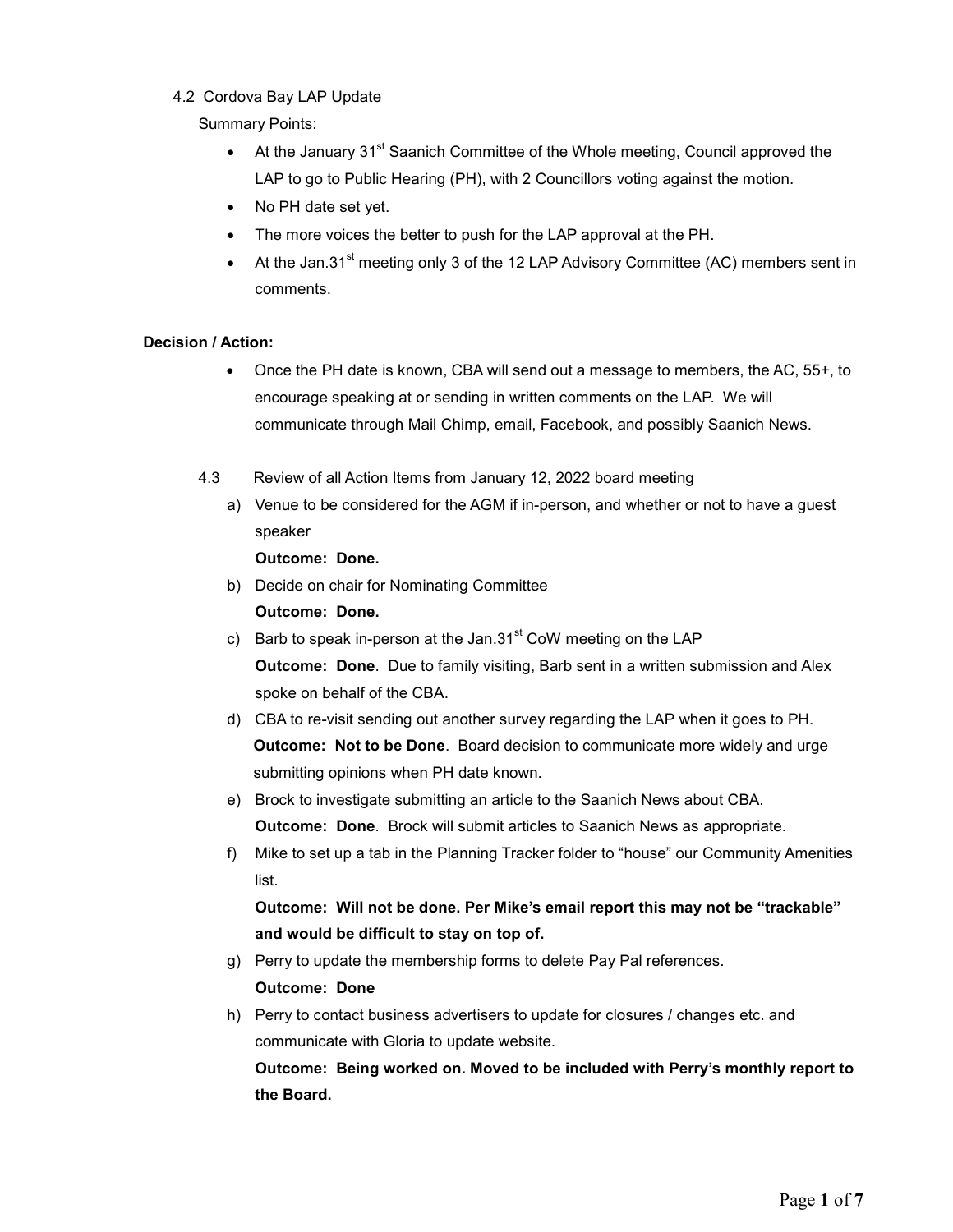4.2 Cordova Bay LAP Update

Summary Points:

- At the January 31st Saanich Committee of the Whole meeting, Council approved the LAP to go to Public Hearing (PH), with 2 Councillors voting against the motion.
- No PH date set yet.
- The more voices the better to push for the LAP approval at the PH.
- At the Jan.31st meeting only 3 of the 12 LAP Advisory Committee (AC) members sent in comments.

**Decision / Action:**

- Once the PH date is known, CBA will send out a message to members, the AC, 55+, to encourage speaking at or sending in written comments on the LAP. We will communicate through Mail Chimp, email, Facebook, and possibly Saanich News.

4.3 Review of all Action Items from January 12, 2022 board meeting

a) Venue to be considered for the AGM if in-person, and whether or not to have a guest speaker

   **Outcome: Done.**

b) Decide on chair for Nominating Committee

   **Outcome: Done.**

c) Barb to speak in-person at the Jan.31st CoW meeting on the LAP

   **Outcome: Done**. Due to family visiting, Barb sent in a written submission and Alex spoke on behalf of the CBA.

d) CBA to re-visit sending out another survey regarding the LAP when it goes to PH.

   **Outcome: Not to be Done**. Board decision to communicate more widely and urge submitting opinions when PH date known.

e) Brock to investigate submitting an article to the Saanich News about CBA.

   **Outcome: Done**. Brock will submit articles to Saanich News as appropriate.

f) Mike to set up a tab in the Planning Tracker folder to "house" our Community Amenities list.

   **Outcome: Will not be done. Per Mike's email report this may not be "trackable" and would be difficult to stay on top of.**

g) Perry to update the membership forms to delete Pay Pal references.

   **Outcome: Done**

h) Perry to contact business advertisers to update for closures / changes etc. and communicate with Gloria to update website.

   **Outcome: Being worked on. Moved to be included with Perry's monthly report to the Board.**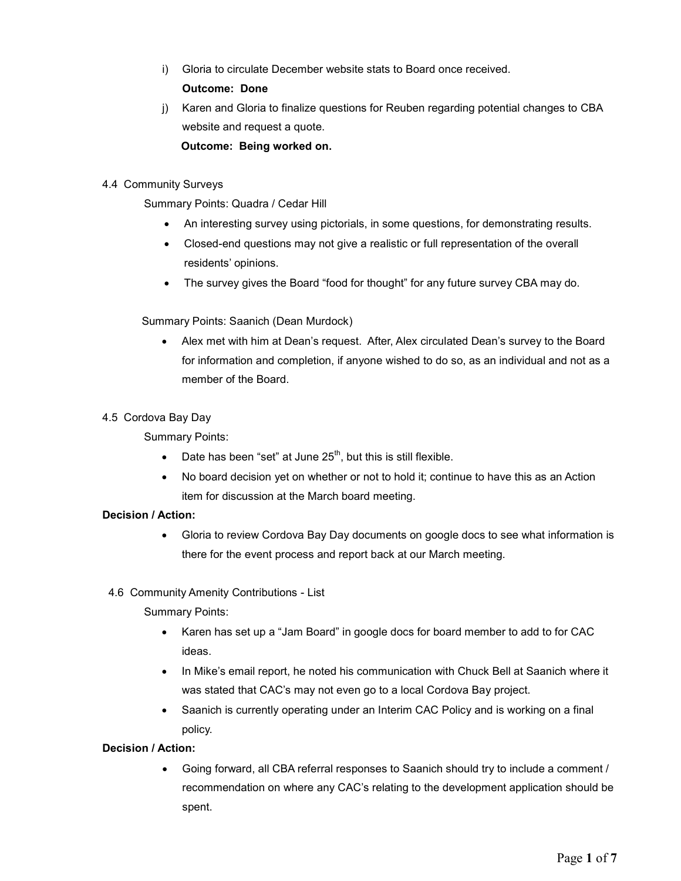i) Gloria to circulate December website stats to Board once received.

   **Outcome: Done**

j) Karen and Gloria to finalize questions for Reuben regarding potential changes to CBA website and request a quote.

   **Outcome: Being worked on.**

4.4 Community Surveys

Summary Points: Quadra / Cedar Hill

- An interesting survey using pictorials, in some questions, for demonstrating results.
- Closed-end questions may not give a realistic or full representation of the overall residents' opinions.
- The survey gives the Board "food for thought" for any future survey CBA may do.

Summary Points: Saanich (Dean Murdock)

- Alex met with him at Dean's request. After, Alex circulated Dean's survey to the Board for information and completion, if anyone wished to do so, as an individual and not as a member of the Board.

4.5 Cordova Bay Day

Summary Points:

- Date has been "set" at June 25th, but this is still flexible.
- No board decision yet on whether or not to hold it; continue to have this as an Action item for discussion at the March board meeting.

**Decision / Action:**

- Gloria to review Cordova Bay Day documents on google docs to see what information is there for the event process and report back at our March meeting.

4.6 Community Amenity Contributions - List

Summary Points:

- Karen has set up a "Jam Board" in google docs for board member to add to for CAC ideas.
- In Mike's email report, he noted his communication with Chuck Bell at Saanich where it was stated that CAC's may not even go to a local Cordova Bay project.
- Saanich is currently operating under an Interim CAC Policy and is working on a final policy.

**Decision / Action:**

- Going forward, all CBA referral responses to Saanich should try to include a comment / recommendation on where any CAC's relating to the development application should be spent.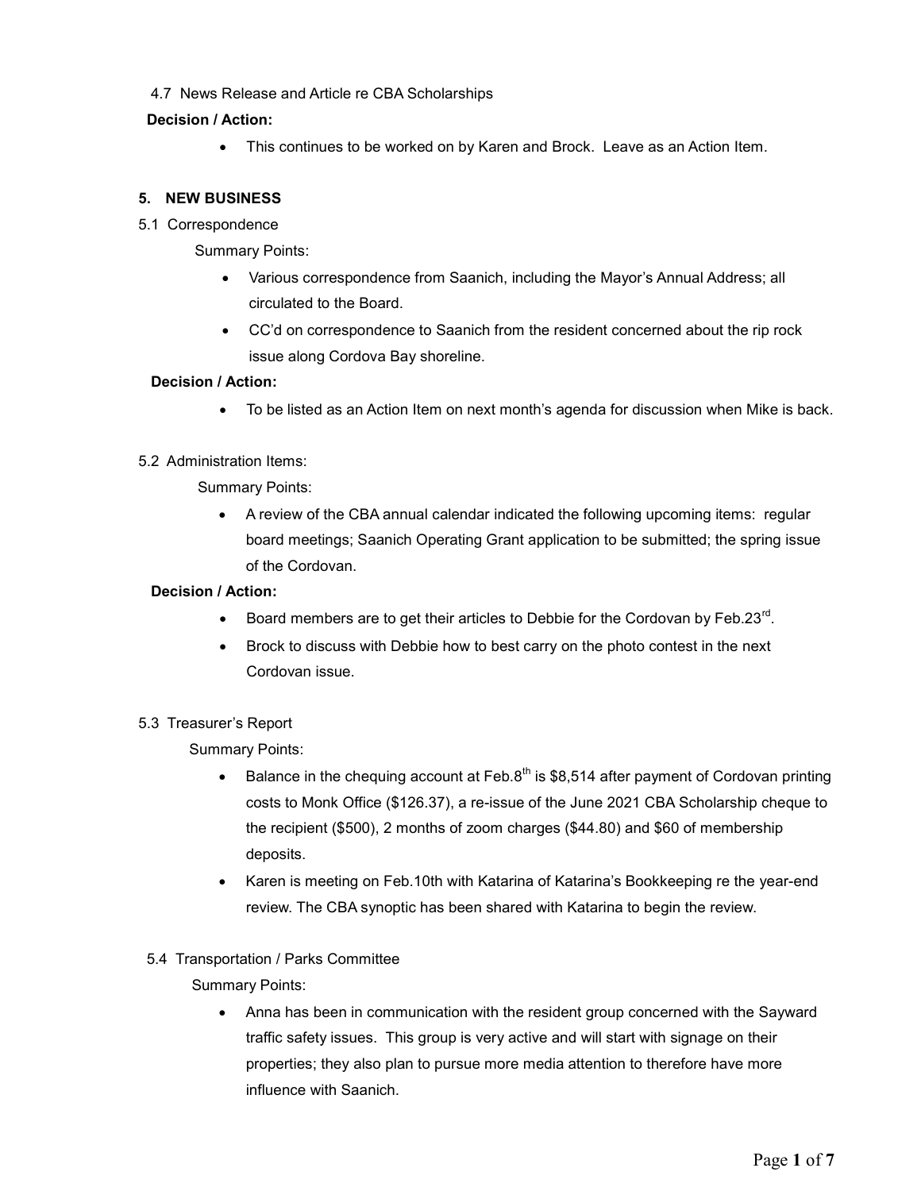4.7 News Release and Article re CBA Scholarships

**Decision / Action:**

- This continues to be worked on by Karen and Brock. Leave as an Action Item.

## 5. NEW BUSINESS

5.1 Correspondence

Summary Points:

- Various correspondence from Saanich, including the Mayor's Annual Address; all circulated to the Board.
- CC'd on correspondence to Saanich from the resident concerned about the rip rock issue along Cordova Bay shoreline.

**Decision / Action:**

- To be listed as an Action Item on next month's agenda for discussion when Mike is back.

5.2 Administration Items:

Summary Points:

- A review of the CBA annual calendar indicated the following upcoming items: regular board meetings; Saanich Operating Grant application to be submitted; the spring issue of the Cordovan.

**Decision / Action:**

- Board members are to get their articles to Debbie for the Cordovan by Feb.23rd.
- Brock to discuss with Debbie how to best carry on the photo contest in the next Cordovan issue.

5.3 Treasurer's Report

Summary Points:

- Balance in the chequing account at Feb.8th is $8,514 after payment of Cordovan printing costs to Monk Office ($126.37), a re-issue of the June 2021 CBA Scholarship cheque to the recipient ($500), 2 months of zoom charges ($44.80) and $60 of membership deposits.
- Karen is meeting on Feb.10th with Katarina of Katarina's Bookkeeping re the year-end review. The CBA synoptic has been shared with Katarina to begin the review.

5.4 Transportation / Parks Committee

Summary Points:

- Anna has been in communication with the resident group concerned with the Sayward traffic safety issues. This group is very active and will start with signage on their properties; they also plan to pursue more media attention to therefore have more influence with Saanich.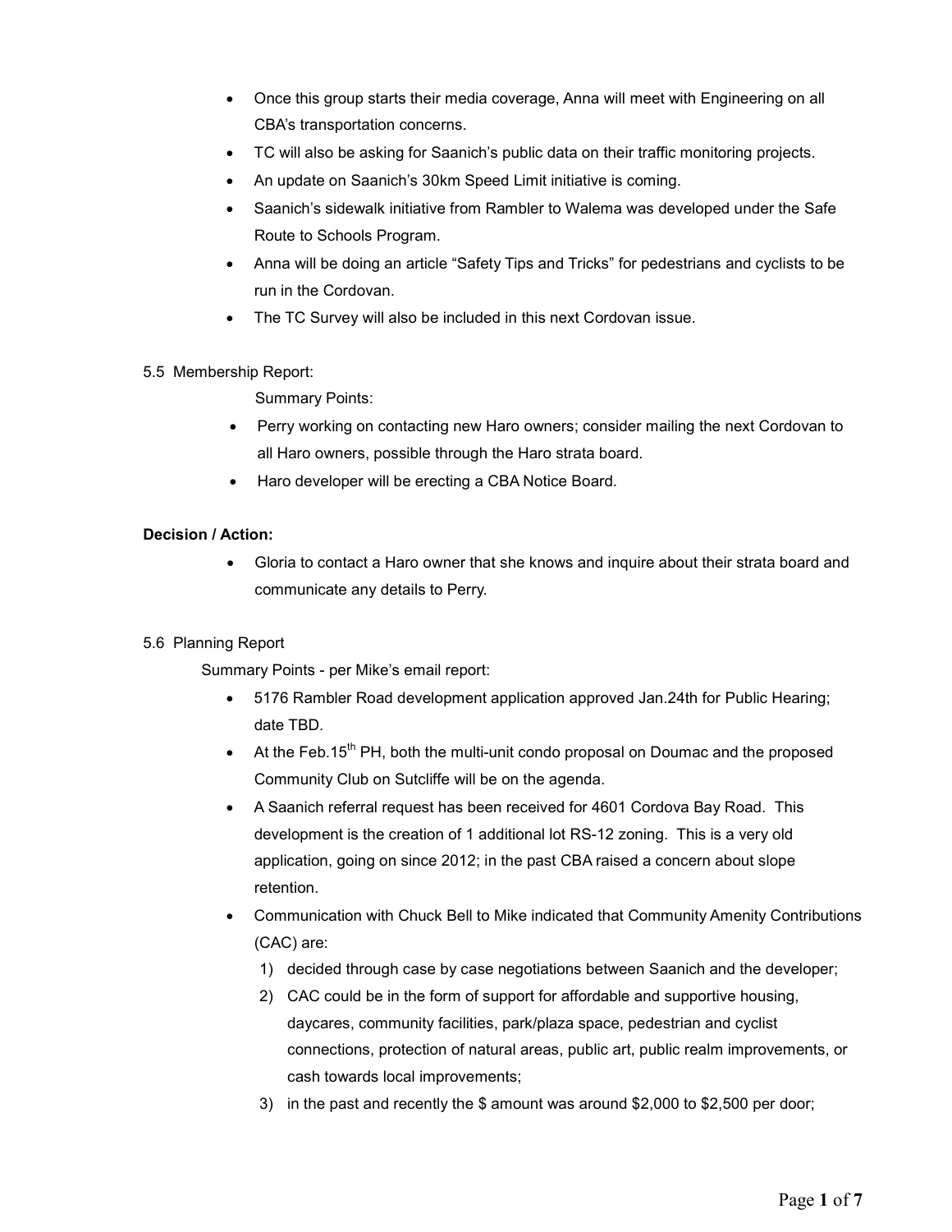- Once this group starts their media coverage, Anna will meet with Engineering on all CBA's transportation concerns.
- TC will also be asking for Saanich's public data on their traffic monitoring projects.
- An update on Saanich's 30km Speed Limit initiative is coming.
- Saanich's sidewalk initiative from Rambler to Walema was developed under the Safe Route to Schools Program.
- Anna will be doing an article "Safety Tips and Tricks" for pedestrians and cyclists to be run in the Cordovan.
- The TC Survey will also be included in this next Cordovan issue.

5.5 Membership Report:

Summary Points:

- Perry working on contacting new Haro owners; consider mailing the next Cordovan to all Haro owners, possible through the Haro strata board.
- Haro developer will be erecting a CBA Notice Board.

**Decision / Action:**

- Gloria to contact a Haro owner that she knows and inquire about their strata board and communicate any details to Perry.

5.6 Planning Report

Summary Points - per Mike's email report:

- 5176 Rambler Road development application approved Jan.24th for Public Hearing; date TBD.
- At the Feb.15th PH, both the multi-unit condo proposal on Doumac and the proposed Community Club on Sutcliffe will be on the agenda.
- A Saanich referral request has been received for 4601 Cordova Bay Road. This development is the creation of 1 additional lot RS-12 zoning. This is a very old application, going on since 2012; in the past CBA raised a concern about slope retention.
- Communication with Chuck Bell to Mike indicated that Community Amenity Contributions (CAC) are:
  1) decided through case by case negotiations between Saanich and the developer;
  2) CAC could be in the form of support for affordable and supportive housing, daycares, community facilities, park/plaza space, pedestrian and cyclist connections, protection of natural areas, public art, public realm improvements, or cash towards local improvements;
  3) in the past and recently the $ amount was around $2,000 to $2,500 per door;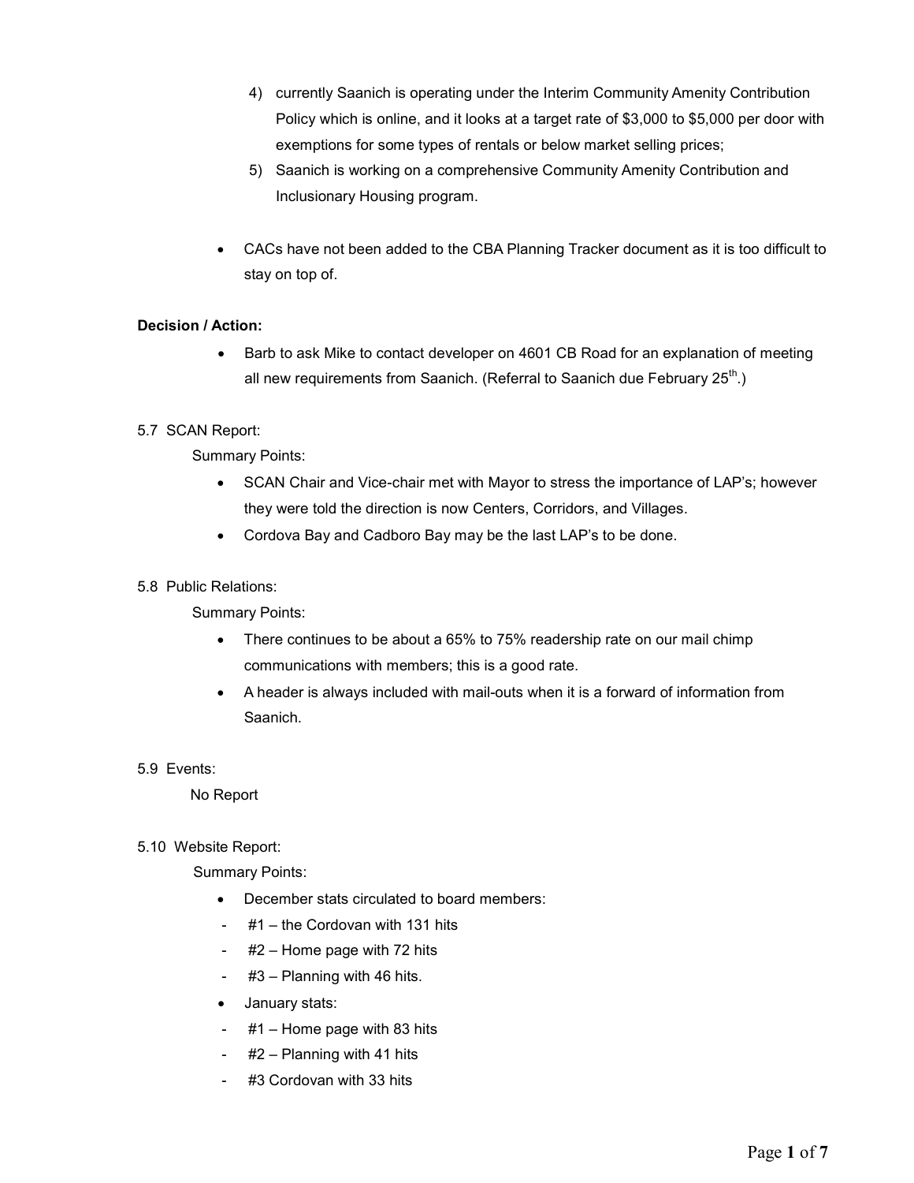4) currently Saanich is operating under the Interim Community Amenity Contribution Policy which is online, and it looks at a target rate of $3,000 to $5,000 per door with exemptions for some types of rentals or below market selling prices;
5) Saanich is working on a comprehensive Community Amenity Contribution and Inclusionary Housing program.

- CACs have not been added to the CBA Planning Tracker document as it is too difficult to stay on top of.

**Decision / Action:**

- Barb to ask Mike to contact developer on 4601 CB Road for an explanation of meeting all new requirements from Saanich. (Referral to Saanich due February 25th.)

5.7 SCAN Report:

Summary Points:

- SCAN Chair and Vice-chair met with Mayor to stress the importance of LAP's; however they were told the direction is now Centers, Corridors, and Villages.
- Cordova Bay and Cadboro Bay may be the last LAP's to be done.

5.8 Public Relations:

Summary Points:

- There continues to be about a 65% to 75% readership rate on our mail chimp communications with members; this is a good rate.
- A header is always included with mail-outs when it is a forward of information from Saanich.

5.9 Events:

No Report

5.10 Website Report:

Summary Points:

- December stats circulated to board members:
  - #1 – the Cordovan with 131 hits
  - #2 – Home page with 72 hits
  - #3 – Planning with 46 hits.
- January stats:
  - #1 – Home page with 83 hits
  - #2 – Planning with 41 hits
  - #3 Cordovan with 33 hits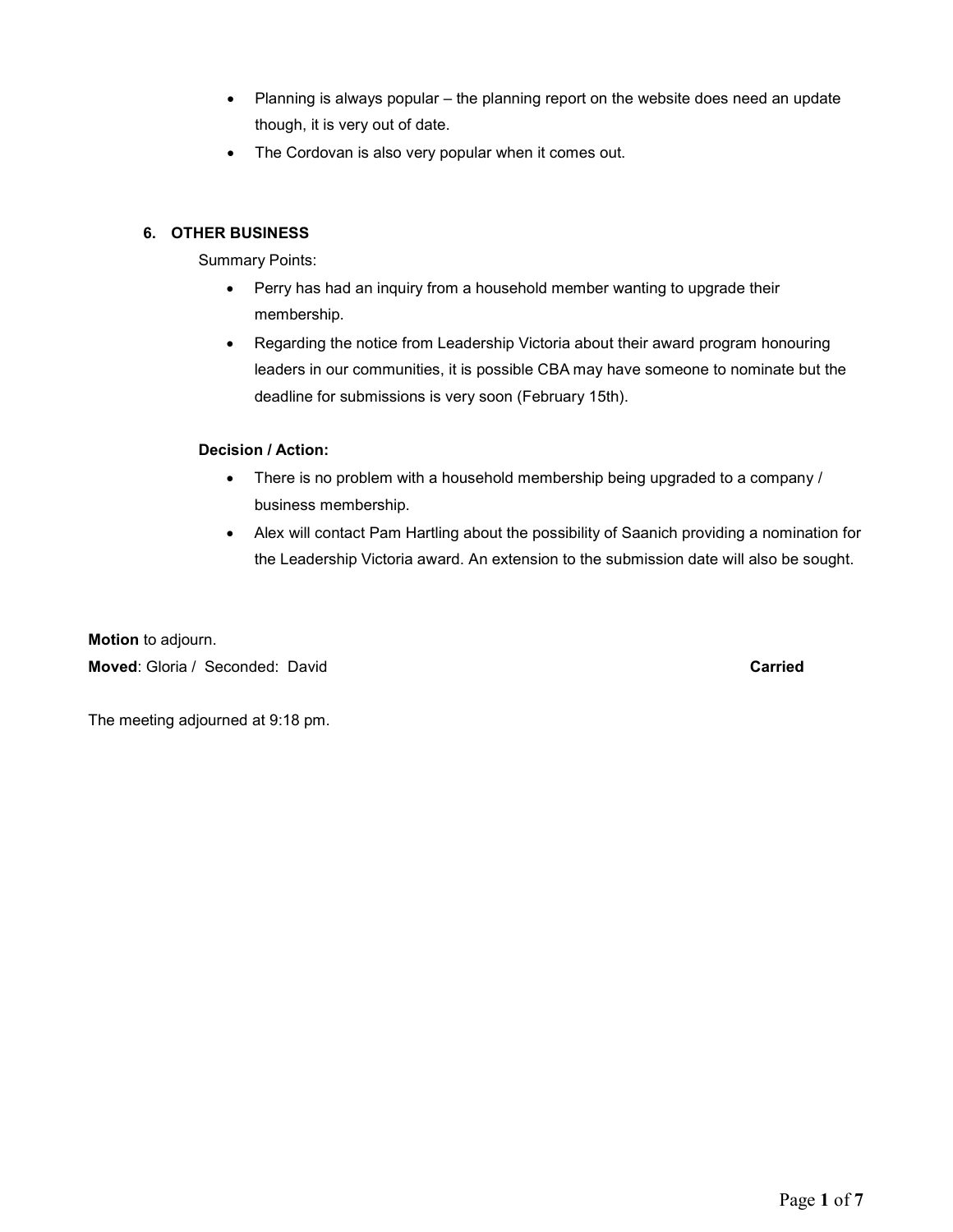- Planning is always popular – the planning report on the website does need an update though, it is very out of date.
- The Cordovan is also very popular when it comes out.

### 6. OTHER BUSINESS

Summary Points:

- Perry has had an inquiry from a household member wanting to upgrade their membership.
- Regarding the notice from Leadership Victoria about their award program honouring leaders in our communities, it is possible CBA may have someone to nominate but the deadline for submissions is very soon (February 15th).

**Decision / Action:**

- There is no problem with a household membership being upgraded to a company / business membership.
- Alex will contact Pam Hartling about the possibility of Saanich providing a nomination for the Leadership Victoria award. An extension to the submission date will also be sought.

**Motion** to adjourn.

**Moved**: Gloria / Seconded: David **Carried**

The meeting adjourned at 9:18 pm.